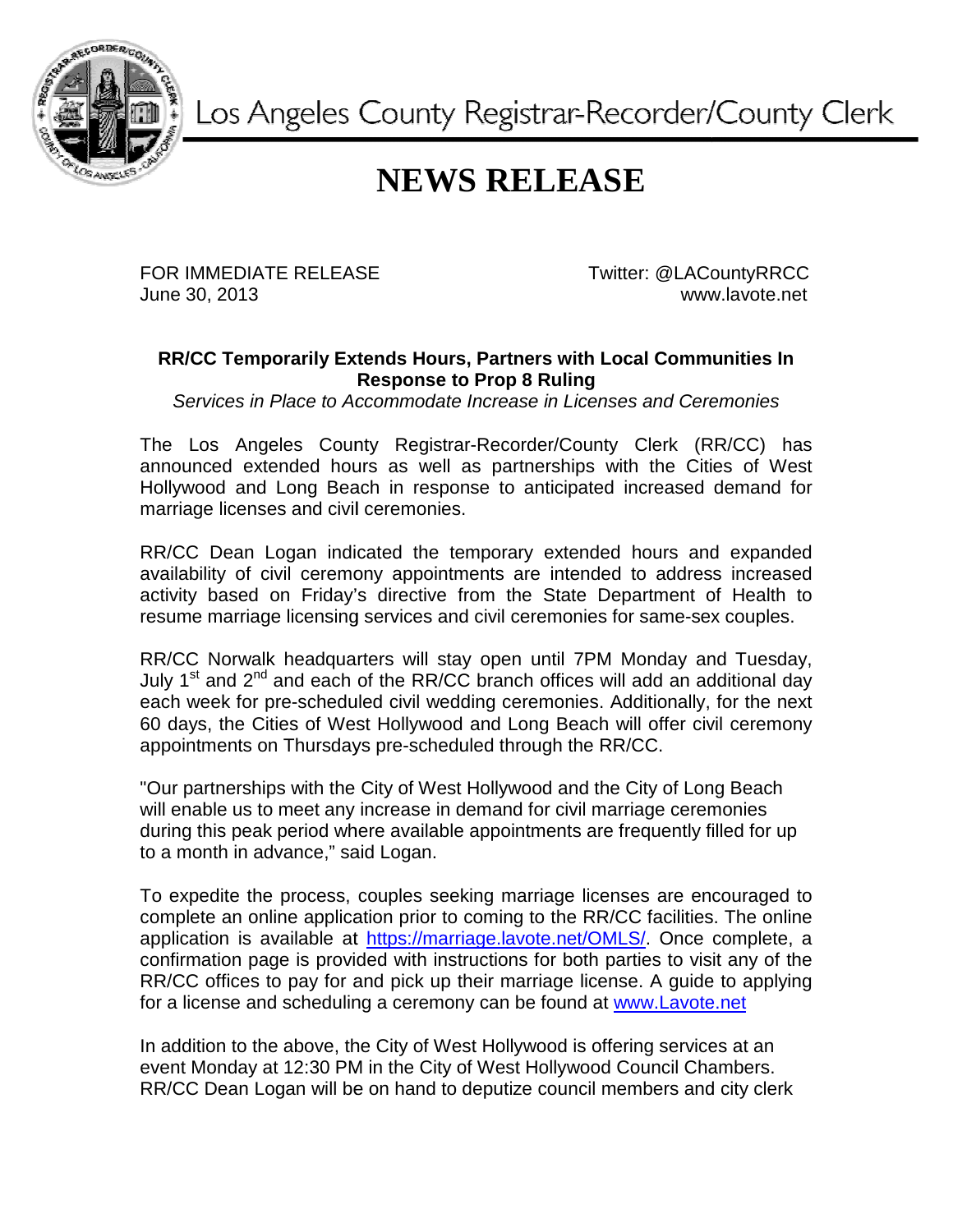Los Angeles County Registrar-Recorder/County Clerk

# NEWS RELEASE

FOR IMMEDIATE RELEASE
June 30, 2013

Twitter: @LACountyRRCC
www.lavote.net

**RR/CC Temporarily Extends Hours, Partners with Local Communities In Response to Prop 8 Ruling**

*Services in Place to Accommodate Increase in Licenses and Ceremonies*

The Los Angeles County Registrar-Recorder/County Clerk (RR/CC) has announced extended hours as well as partnerships with the Cities of West Hollywood and Long Beach in response to anticipated increased demand for marriage licenses and civil ceremonies.

RR/CC Dean Logan indicated the temporary extended hours and expanded availability of civil ceremony appointments are intended to address increased activity based on Friday's directive from the State Department of Health to resume marriage licensing services and civil ceremonies for same-sex couples.

RR/CC Norwalk headquarters will stay open until 7PM Monday and Tuesday, July 1st and 2nd and each of the RR/CC branch offices will add an additional day each week for pre-scheduled civil wedding ceremonies. Additionally, for the next 60 days, the Cities of West Hollywood and Long Beach will offer civil ceremony appointments on Thursdays pre-scheduled through the RR/CC.

"Our partnerships with the City of West Hollywood and the City of Long Beach will enable us to meet any increase in demand for civil marriage ceremonies during this peak period where available appointments are frequently filled for up to a month in advance," said Logan.

To expedite the process, couples seeking marriage licenses are encouraged to complete an online application prior to coming to the RR/CC facilities. The online application is available at https://marriage.lavote.net/OMLS/. Once complete, a confirmation page is provided with instructions for both parties to visit any of the RR/CC offices to pay for and pick up their marriage license. A guide to applying for a license and scheduling a ceremony can be found at www.Lavote.net

In addition to the above, the City of West Hollywood is offering services at an event Monday at 12:30 PM in the City of West Hollywood Council Chambers. RR/CC Dean Logan will be on hand to deputize council members and city clerk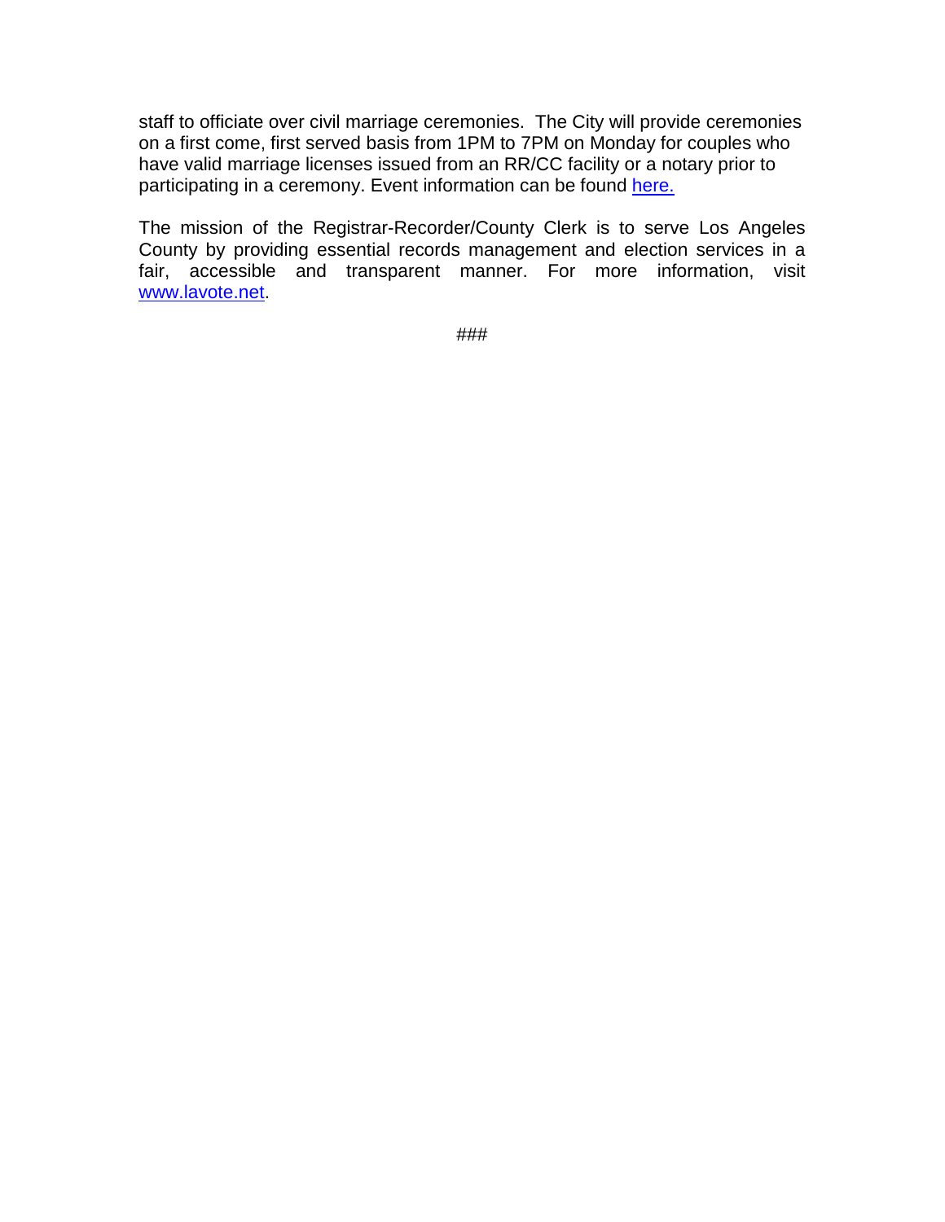staff to officiate over civil marriage ceremonies. The City will provide ceremonies on a first come, first served basis from 1PM to 7PM on Monday for couples who have valid marriage licenses issued from an RR/CC facility or a notary prior to participating in a ceremony. Event information can be found here.

The mission of the Registrar-Recorder/County Clerk is to serve Los Angeles County by providing essential records management and election services in a fair, accessible and transparent manner. For more information, visit www.lavote.net.

###